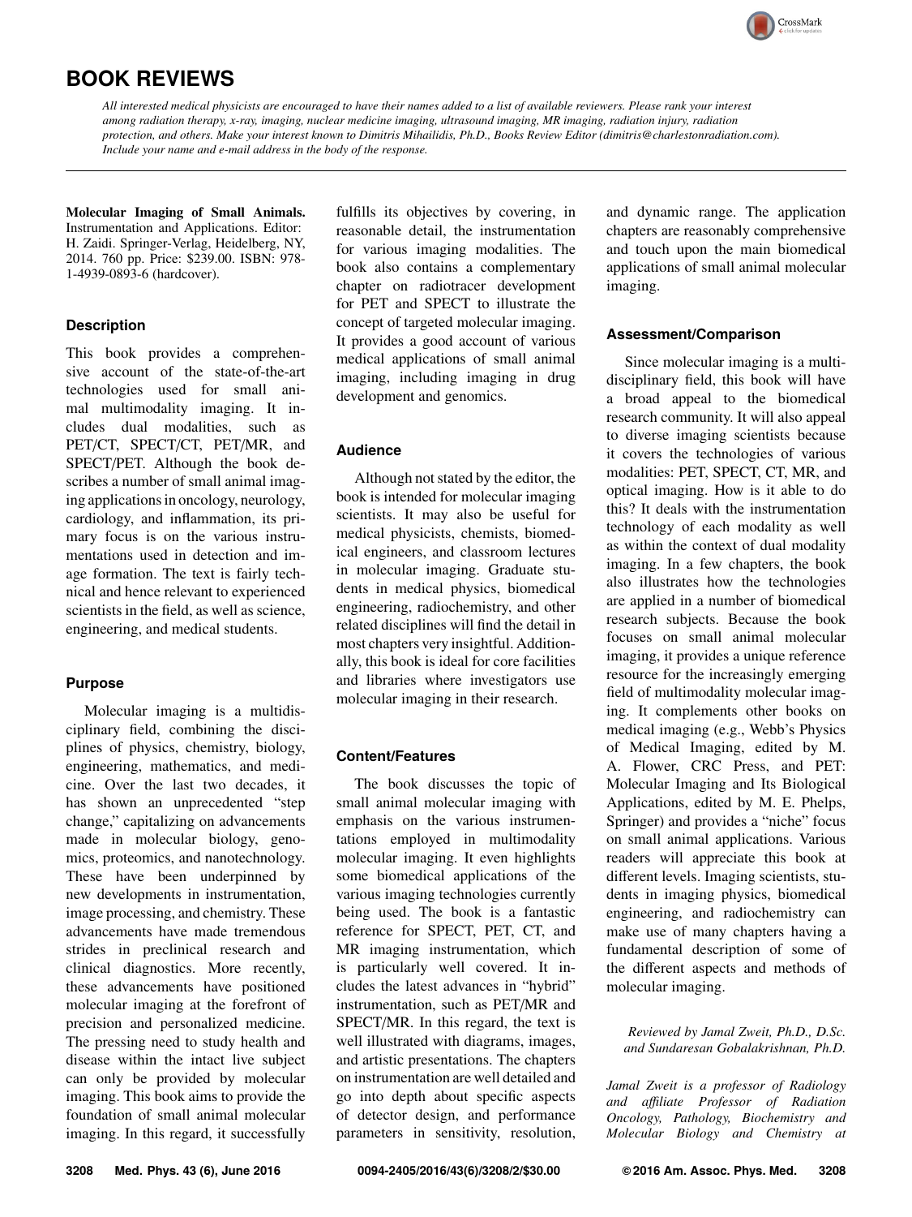# BOOK REVIEWS

*All interested medical physicists are encouraged to have their names added to a list of available reviewers. Please rank your interest among radiation therapy, x-ray, imaging, nuclear medicine imaging, ultrasound imaging, MR imaging, radiation injury, radiation protection, and others. Make your interest known to Dimitris Mihailidis, Ph.D., Books Review Editor (dimitris@charlestonradiation.com). Include your name and e-mail address in the body of the response.*

**Molecular Imaging of Small Animals.** Instrumentation and Applications. Editor: H. Zaidi. Springer-Verlag, Heidelberg, NY, 2014. 760 pp. Price: $239.00. ISBN: 978-1-4939-0893-6 (hardcover).

### Description

This book provides a comprehensive account of the state-of-the-art technologies used for small animal multimodality imaging. It includes dual modalities, such as PET/CT, SPECT/CT, PET/MR, and SPECT/PET. Although the book describes a number of small animal imaging applications in oncology, neurology, cardiology, and inflammation, its primary focus is on the various instrumentations used in detection and image formation. The text is fairly technical and hence relevant to experienced scientists in the field, as well as science, engineering, and medical students.

### Purpose

Molecular imaging is a multidisciplinary field, combining the disciplines of physics, chemistry, biology, engineering, mathematics, and medicine. Over the last two decades, it has shown an unprecedented "step change," capitalizing on advancements made in molecular biology, genomics, proteomics, and nanotechnology. These have been underpinned by new developments in instrumentation, image processing, and chemistry. These advancements have made tremendous strides in preclinical research and clinical diagnostics. More recently, these advancements have positioned molecular imaging at the forefront of precision and personalized medicine. The pressing need to study health and disease within the intact live subject can only be provided by molecular imaging. This book aims to provide the foundation of small animal molecular imaging. In this regard, it successfully fulfills its objectives by covering, in reasonable detail, the instrumentation for various imaging modalities. The book also contains a complementary chapter on radiotracer development for PET and SPECT to illustrate the concept of targeted molecular imaging. It provides a good account of various medical applications of small animal imaging, including imaging in drug development and genomics.

### Audience

Although not stated by the editor, the book is intended for molecular imaging scientists. It may also be useful for medical physicists, chemists, biomedical engineers, and classroom lectures in molecular imaging. Graduate students in medical physics, biomedical engineering, radiochemistry, and other related disciplines will find the detail in most chapters very insightful. Additionally, this book is ideal for core facilities and libraries where investigators use molecular imaging in their research.

### Content/Features

The book discusses the topic of small animal molecular imaging with emphasis on the various instrumentations employed in multimodality molecular imaging. It even highlights some biomedical applications of the various imaging technologies currently being used. The book is a fantastic reference for SPECT, PET, CT, and MR imaging instrumentation, which is particularly well covered. It includes the latest advances in "hybrid" instrumentation, such as PET/MR and SPECT/MR. In this regard, the text is well illustrated with diagrams, images, and artistic presentations. The chapters on instrumentation are well detailed and go into depth about specific aspects of detector design, and performance parameters in sensitivity, resolution, and dynamic range. The application chapters are reasonably comprehensive and touch upon the main biomedical applications of small animal molecular imaging.

### Assessment/Comparison

Since molecular imaging is a multidisciplinary field, this book will have a broad appeal to the biomedical research community. It will also appeal to diverse imaging scientists because it covers the technologies of various modalities: PET, SPECT, CT, MR, and optical imaging. How is it able to do this? It deals with the instrumentation technology of each modality as well as within the context of dual modality imaging. In a few chapters, the book also illustrates how the technologies are applied in a number of biomedical research subjects. Because the book focuses on small animal molecular imaging, it provides a unique reference resource for the increasingly emerging field of multimodality molecular imaging. It complements other books on medical imaging (e.g., Webb's Physics of Medical Imaging, edited by M. A. Flower, CRC Press, and PET: Molecular Imaging and Its Biological Applications, edited by M. E. Phelps, Springer) and provides a "niche" focus on small animal applications. Various readers will appreciate this book at different levels. Imaging scientists, students in imaging physics, biomedical engineering, and radiochemistry can make use of many chapters having a fundamental description of some of the different aspects and methods of molecular imaging.

*Reviewed by Jamal Zweit, Ph.D., D.Sc. and Sundaresan Gobalakrishnan, Ph.D.*

*Jamal Zweit is a professor of Radiology and affiliate Professor of Radiation Oncology, Pathology, Biochemistry and Molecular Biology and Chemistry at*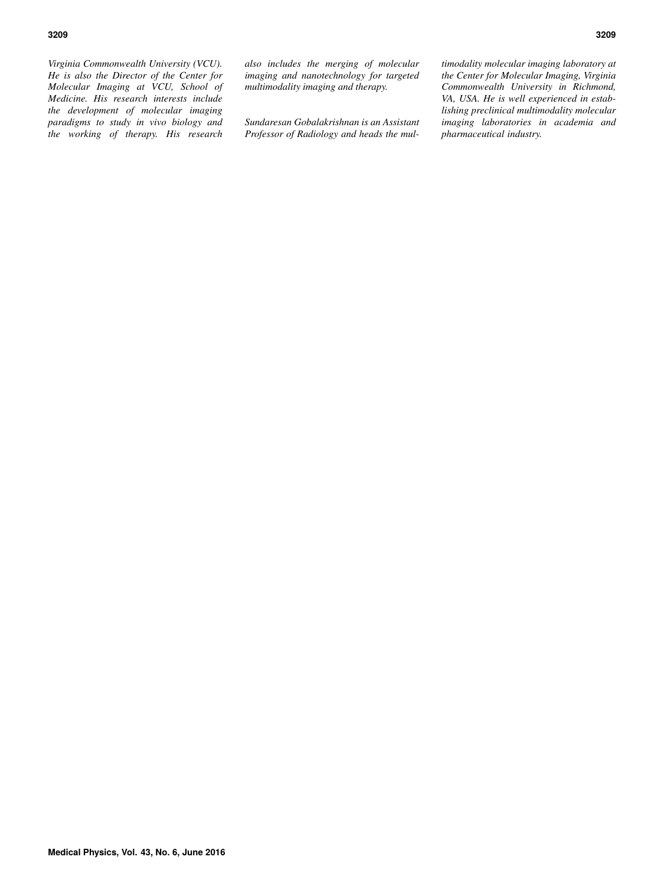*Virginia Commonwealth University (VCU). He is also the Director of the Center for Molecular Imaging at VCU, School of Medicine. His research interests include the development of molecular imaging paradigms to study in vivo biology and the working of therapy. His research also includes the merging of molecular imaging and nanotechnology for targeted multimodality imaging and therapy.*

*Sundaresan Gobalakrishnan is an Assistant Professor of Radiology and heads the multimodality molecular imaging laboratory at the Center for Molecular Imaging, Virginia Commonwealth University in Richmond, VA, USA. He is well experienced in establishing preclinical multimodality molecular imaging laboratories in academia and pharmaceutical industry.*